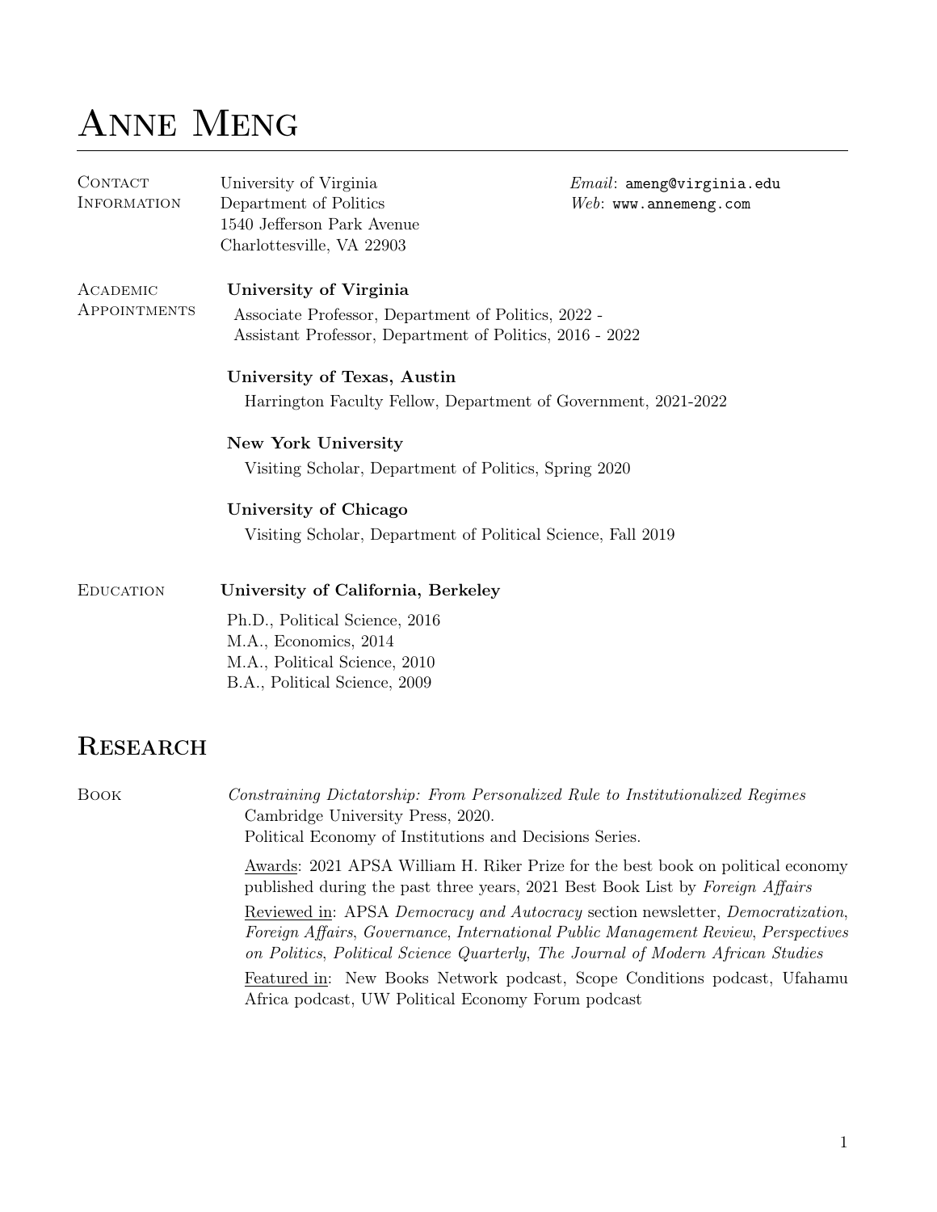# Anne Meng

**Contact Information**

University of Virginia
Department of Politics
1540 Jefferson Park Avenue
Charlottesville, VA 22903

*Email*: ameng@virginia.edu
*Web*: www.annemeng.com

**Academic Appointments**

**University of Virginia**
Associate Professor, Department of Politics, 2022 -
Assistant Professor, Department of Politics, 2016 - 2022

**University of Texas, Austin**
Harrington Faculty Fellow, Department of Government, 2021-2022

**New York University**
Visiting Scholar, Department of Politics, Spring 2020

**University of Chicago**
Visiting Scholar, Department of Political Science, Fall 2019

**Education**

**University of California, Berkeley**
Ph.D., Political Science, 2016
M.A., Economics, 2014
M.A., Political Science, 2010
B.A., Political Science, 2009

## Research

**Book**

*Constraining Dictatorship: From Personalized Rule to Institutionalized Regimes*
Cambridge University Press, 2020.
Political Economy of Institutions and Decisions Series.

Awards: 2021 APSA William H. Riker Prize for the best book on political economy published during the past three years, 2021 Best Book List by *Foreign Affairs*

Reviewed in: APSA *Democracy and Autocracy* section newsletter, *Democratization*, *Foreign Affairs*, *Governance*, *International Public Management Review*, *Perspectives on Politics*, *Political Science Quarterly*, *The Journal of Modern African Studies*

Featured in: New Books Network podcast, Scope Conditions podcast, Ufahamu Africa podcast, UW Political Economy Forum podcast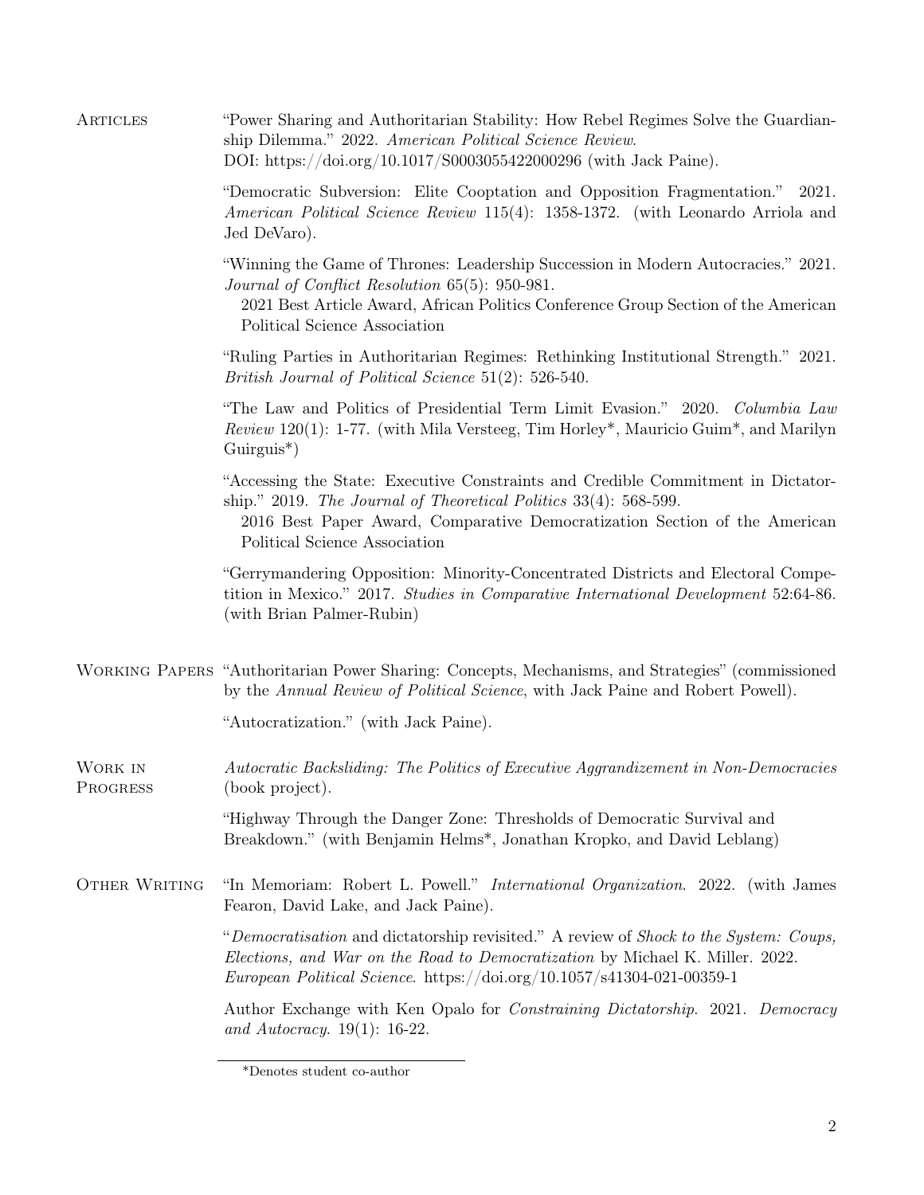## Articles

"Power Sharing and Authoritarian Stability: How Rebel Regimes Solve the Guardianship Dilemma." 2022. *American Political Science Review*. DOI: https://doi.org/10.1017/S0003055422000296 (with Jack Paine).

"Democratic Subversion: Elite Cooptation and Opposition Fragmentation." 2021. *American Political Science Review* 115(4): 1358-1372. (with Leonardo Arriola and Jed DeVaro).

"Winning the Game of Thrones: Leadership Succession in Modern Autocracies." 2021. *Journal of Conflict Resolution* 65(5): 950-981.
2021 Best Article Award, African Politics Conference Group Section of the American Political Science Association

"Ruling Parties in Authoritarian Regimes: Rethinking Institutional Strength." 2021. *British Journal of Political Science* 51(2): 526-540.

"The Law and Politics of Presidential Term Limit Evasion." 2020. *Columbia Law Review* 120(1): 1-77. (with Mila Versteeg, Tim Horley*, Mauricio Guim*, and Marilyn Guirguis*)

"Accessing the State: Executive Constraints and Credible Commitment in Dictatorship." 2019. *The Journal of Theoretical Politics* 33(4): 568-599.
2016 Best Paper Award, Comparative Democratization Section of the American Political Science Association

"Gerrymandering Opposition: Minority-Concentrated Districts and Electoral Competition in Mexico." 2017. *Studies in Comparative International Development* 52:64-86. (with Brian Palmer-Rubin)

## Working Papers

"Authoritarian Power Sharing: Concepts, Mechanisms, and Strategies" (commissioned by the *Annual Review of Political Science*, with Jack Paine and Robert Powell).

"Autocratization." (with Jack Paine).

## Work in Progress

*Autocratic Backsliding: The Politics of Executive Aggrandizement in Non-Democracies* (book project).

"Highway Through the Danger Zone: Thresholds of Democratic Survival and Breakdown." (with Benjamin Helms*, Jonathan Kropko, and David Leblang)

## Other Writing

"In Memoriam: Robert L. Powell." *International Organization*. 2022. (with James Fearon, David Lake, and Jack Paine).

"*Democratisation* and dictatorship revisited." A review of *Shock to the System: Coups, Elections, and War on the Road to Democratization* by Michael K. Miller. 2022. *European Political Science*. https://doi.org/10.1057/s41304-021-00359-1

Author Exchange with Ken Opalo for *Constraining Dictatorship*. 2021. *Democracy and Autocracy*. 19(1): 16-22.

---

*Denotes student co-author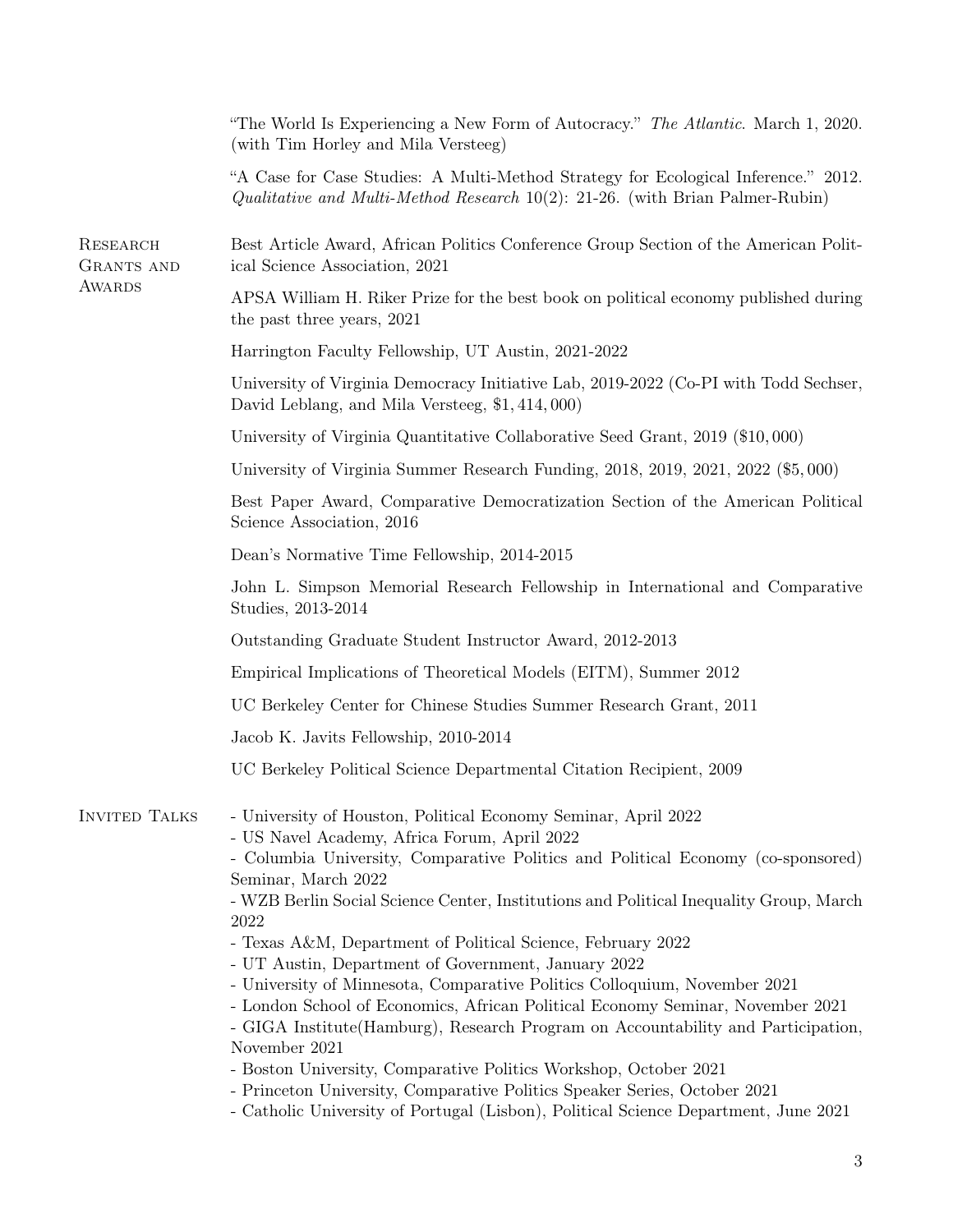"The World Is Experiencing a New Form of Autocracy." *The Atlantic*. March 1, 2020. (with Tim Horley and Mila Versteeg)

"A Case for Case Studies: A Multi-Method Strategy for Ecological Inference." 2012. *Qualitative and Multi-Method Research* 10(2): 21-26. (with Brian Palmer-Rubin)

## Research Grants and Awards

Best Article Award, African Politics Conference Group Section of the American Political Science Association, 2021

APSA William H. Riker Prize for the best book on political economy published during the past three years, 2021

Harrington Faculty Fellowship, UT Austin, 2021-2022

University of Virginia Democracy Initiative Lab, 2019-2022 (Co-PI with Todd Sechser, David Leblang, and Mila Versteeg, $\$1,414,000$)

University of Virginia Quantitative Collaborative Seed Grant, 2019 ($\$10,000$)

University of Virginia Summer Research Funding, 2018, 2019, 2021, 2022 ($\$5,000$)

Best Paper Award, Comparative Democratization Section of the American Political Science Association, 2016

Dean's Normative Time Fellowship, 2014-2015

John L. Simpson Memorial Research Fellowship in International and Comparative Studies, 2013-2014

Outstanding Graduate Student Instructor Award, 2012-2013

Empirical Implications of Theoretical Models (EITM), Summer 2012

UC Berkeley Center for Chinese Studies Summer Research Grant, 2011

Jacob K. Javits Fellowship, 2010-2014

UC Berkeley Political Science Departmental Citation Recipient, 2009

## Invited Talks

- University of Houston, Political Economy Seminar, April 2022
- US Navel Academy, Africa Forum, April 2022
- Columbia University, Comparative Politics and Political Economy (co-sponsored) Seminar, March 2022
- WZB Berlin Social Science Center, Institutions and Political Inequality Group, March 2022
- Texas A&M, Department of Political Science, February 2022
- UT Austin, Department of Government, January 2022
- University of Minnesota, Comparative Politics Colloquium, November 2021
- London School of Economics, African Political Economy Seminar, November 2021
- GIGA Institute(Hamburg), Research Program on Accountability and Participation, November 2021
- Boston University, Comparative Politics Workshop, October 2021
- Princeton University, Comparative Politics Speaker Series, October 2021
- Catholic University of Portugal (Lisbon), Political Science Department, June 2021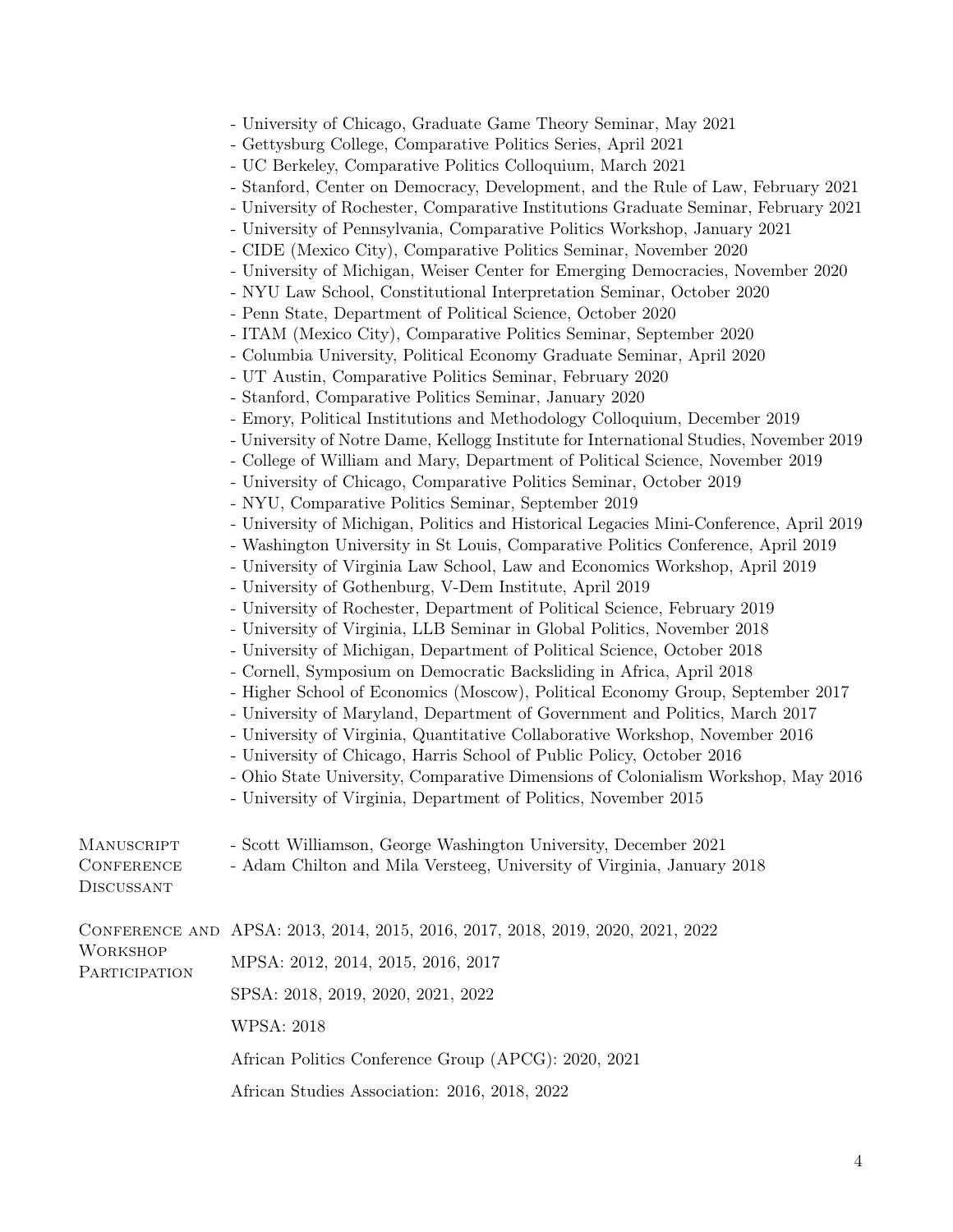- University of Chicago, Graduate Game Theory Seminar, May 2021
- Gettysburg College, Comparative Politics Series, April 2021
- UC Berkeley, Comparative Politics Colloquium, March 2021
- Stanford, Center on Democracy, Development, and the Rule of Law, February 2021
- University of Rochester, Comparative Institutions Graduate Seminar, February 2021
- University of Pennsylvania, Comparative Politics Workshop, January 2021
- CIDE (Mexico City), Comparative Politics Seminar, November 2020
- University of Michigan, Weiser Center for Emerging Democracies, November 2020
- NYU Law School, Constitutional Interpretation Seminar, October 2020
- Penn State, Department of Political Science, October 2020
- ITAM (Mexico City), Comparative Politics Seminar, September 2020
- Columbia University, Political Economy Graduate Seminar, April 2020
- UT Austin, Comparative Politics Seminar, February 2020
- Stanford, Comparative Politics Seminar, January 2020
- Emory, Political Institutions and Methodology Colloquium, December 2019
- University of Notre Dame, Kellogg Institute for International Studies, November 2019
- College of William and Mary, Department of Political Science, November 2019
- University of Chicago, Comparative Politics Seminar, October 2019
- NYU, Comparative Politics Seminar, September 2019
- University of Michigan, Politics and Historical Legacies Mini-Conference, April 2019
- Washington University in St Louis, Comparative Politics Conference, April 2019
- University of Virginia Law School, Law and Economics Workshop, April 2019
- University of Gothenburg, V-Dem Institute, April 2019
- University of Rochester, Department of Political Science, February 2019
- University of Virginia, LLB Seminar in Global Politics, November 2018
- University of Michigan, Department of Political Science, October 2018
- Cornell, Symposium on Democratic Backsliding in Africa, April 2018
- Higher School of Economics (Moscow), Political Economy Group, September 2017
- University of Maryland, Department of Government and Politics, March 2017
- University of Virginia, Quantitative Collaborative Workshop, November 2016
- University of Chicago, Harris School of Public Policy, October 2016
- Ohio State University, Comparative Dimensions of Colonialism Workshop, May 2016
- University of Virginia, Department of Politics, November 2015

## Manuscript Conference Discussant

- Scott Williamson, George Washington University, December 2021
- Adam Chilton and Mila Versteeg, University of Virginia, January 2018

## Conference and Workshop Participation

APSA: 2013, 2014, 2015, 2016, 2017, 2018, 2019, 2020, 2021, 2022

MPSA: 2012, 2014, 2015, 2016, 2017

SPSA: 2018, 2019, 2020, 2021, 2022

WPSA: 2018

African Politics Conference Group (APCG): 2020, 2021

African Studies Association: 2016, 2018, 2022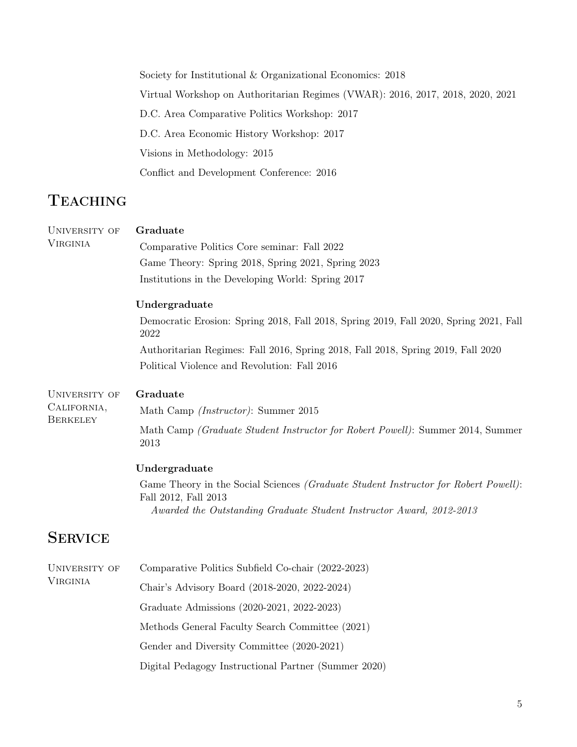Society for Institutional & Organizational Economics: 2018

Virtual Workshop on Authoritarian Regimes (VWAR): 2016, 2017, 2018, 2020, 2021

D.C. Area Comparative Politics Workshop: 2017

D.C. Area Economic History Workshop: 2017

Visions in Methodology: 2015

Conflict and Development Conference: 2016

# Teaching

## University of Virginia

**Graduate**

Comparative Politics Core seminar: Fall 2022

Game Theory: Spring 2018, Spring 2021, Spring 2023

Institutions in the Developing World: Spring 2017

**Undergraduate**

Democratic Erosion: Spring 2018, Fall 2018, Spring 2019, Fall 2020, Spring 2021, Fall 2022

Authoritarian Regimes: Fall 2016, Spring 2018, Fall 2018, Spring 2019, Fall 2020

Political Violence and Revolution: Fall 2016

## University of California, Berkeley

**Graduate**

Math Camp *(Instructor)*: Summer 2015

Math Camp *(Graduate Student Instructor for Robert Powell)*: Summer 2014, Summer 2013

**Undergraduate**

Game Theory in the Social Sciences *(Graduate Student Instructor for Robert Powell)*: Fall 2012, Fall 2013
*Awarded the Outstanding Graduate Student Instructor Award, 2012-2013*

# Service

## University of Virginia

Comparative Politics Subfield Co-chair (2022-2023)

Chair's Advisory Board (2018-2020, 2022-2024)

Graduate Admissions (2020-2021, 2022-2023)

Methods General Faculty Search Committee (2021)

Gender and Diversity Committee (2020-2021)

Digital Pedagogy Instructional Partner (Summer 2020)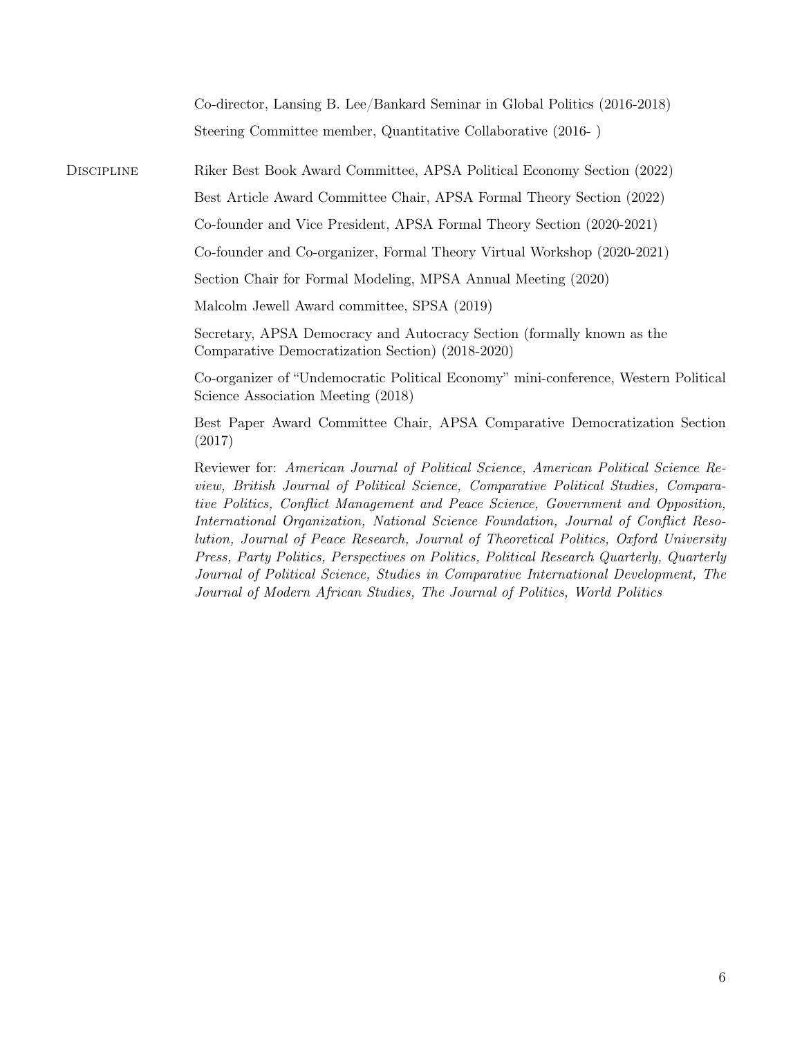Co-director, Lansing B. Lee/Bankard Seminar in Global Politics (2016-2018)

Steering Committee member, Quantitative Collaborative (2016- )

**Discipline**

Riker Best Book Award Committee, APSA Political Economy Section (2022)

Best Article Award Committee Chair, APSA Formal Theory Section (2022)

Co-founder and Vice President, APSA Formal Theory Section (2020-2021)

Co-founder and Co-organizer, Formal Theory Virtual Workshop (2020-2021)

Section Chair for Formal Modeling, MPSA Annual Meeting (2020)

Malcolm Jewell Award committee, SPSA (2019)

Secretary, APSA Democracy and Autocracy Section (formally known as the Comparative Democratization Section) (2018-2020)

Co-organizer of "Undemocratic Political Economy" mini-conference, Western Political Science Association Meeting (2018)

Best Paper Award Committee Chair, APSA Comparative Democratization Section (2017)

Reviewer for: *American Journal of Political Science, American Political Science Review, British Journal of Political Science, Comparative Political Studies, Comparative Politics, Conflict Management and Peace Science, Government and Opposition, International Organization, National Science Foundation, Journal of Conflict Resolution, Journal of Peace Research, Journal of Theoretical Politics, Oxford University Press, Party Politics, Perspectives on Politics, Political Research Quarterly, Quarterly Journal of Political Science, Studies in Comparative International Development, The Journal of Modern African Studies, The Journal of Politics, World Politics*